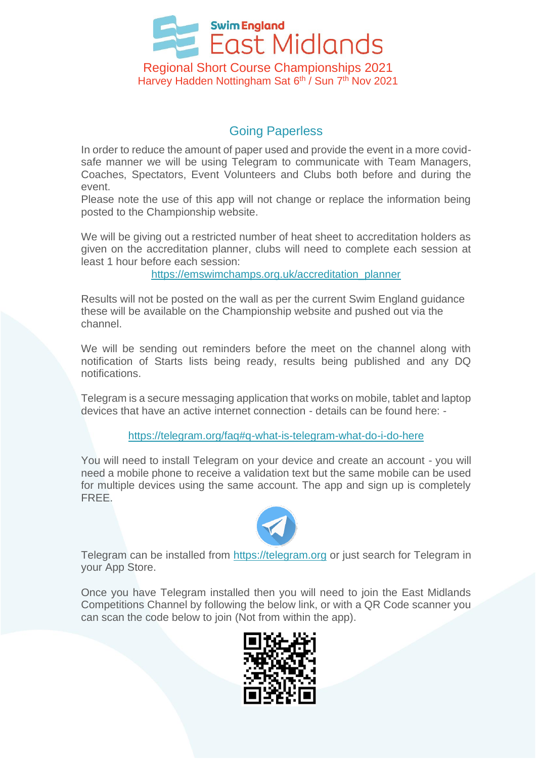Swim England
# East Midlands

Regional Short Course Championships 2021
Harvey Hadden Nottingham Sat 6th / Sun 7th Nov 2021

## Going Paperless

In order to reduce the amount of paper used and provide the event in a more covid-safe manner we will be using Telegram to communicate with Team Managers, Coaches, Spectators, Event Volunteers and Clubs both before and during the event.
Please note the use of this app will not change or replace the information being posted to the Championship website.

We will be giving out a restricted number of heat sheet to accreditation holders as given on the accreditation planner, clubs will need to complete each session at least 1 hour before each session:

https://emswimchamps.org.uk/accreditation_planner

Results will not be posted on the wall as per the current Swim England guidance these will be available on the Championship website and pushed out via the channel.

We will be sending out reminders before the meet on the channel along with notification of Starts lists being ready, results being published and any DQ notifications.

Telegram is a secure messaging application that works on mobile, tablet and laptop devices that have an active internet connection - details can be found here: -

https://telegram.org/faq#q-what-is-telegram-what-do-i-do-here

You will need to install Telegram on your device and create an account - you will need a mobile phone to receive a validation text but the same mobile can be used for multiple devices using the same account. The app and sign up is completely FREE.

Telegram can be installed from https://telegram.org or just search for Telegram in your App Store.

Once you have Telegram installed then you will need to join the East Midlands Competitions Channel by following the below link, or with a QR Code scanner you can scan the code below to join (Not from within the app).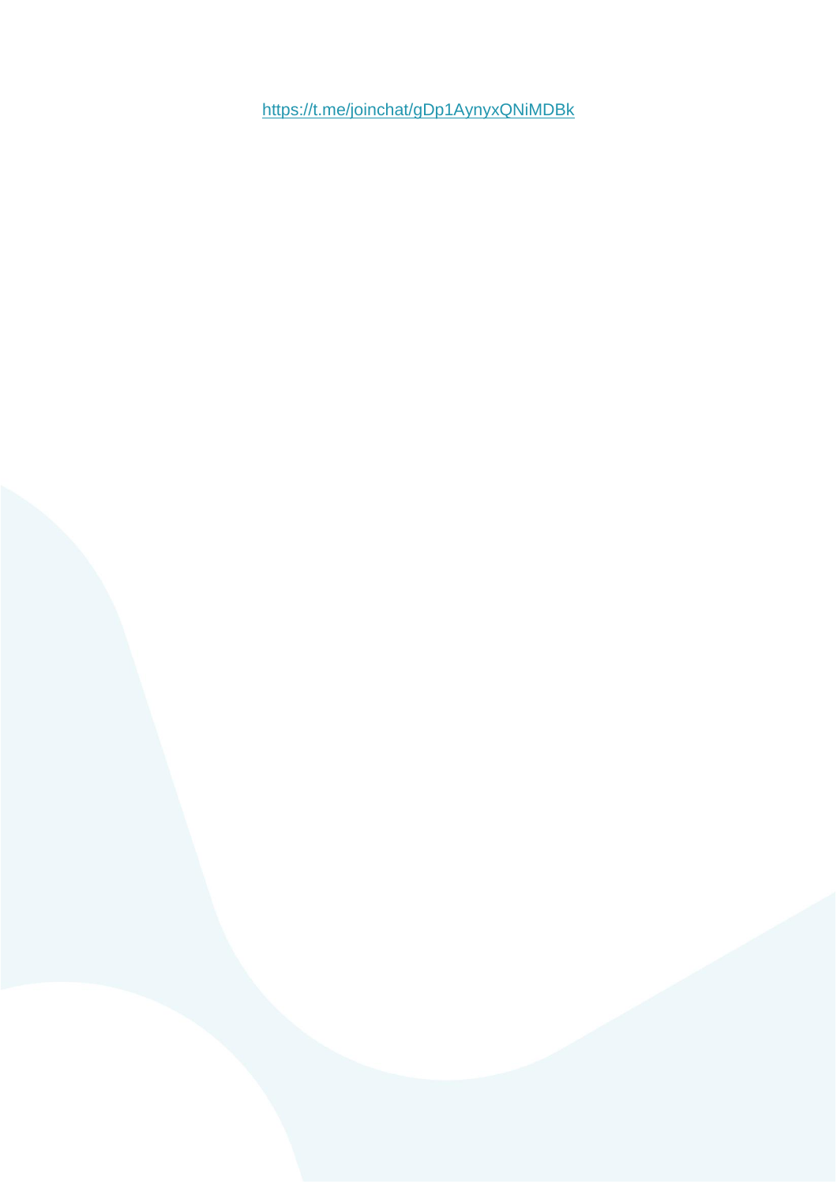https://t.me/joinchat/gDp1AynyxQNiMDBk